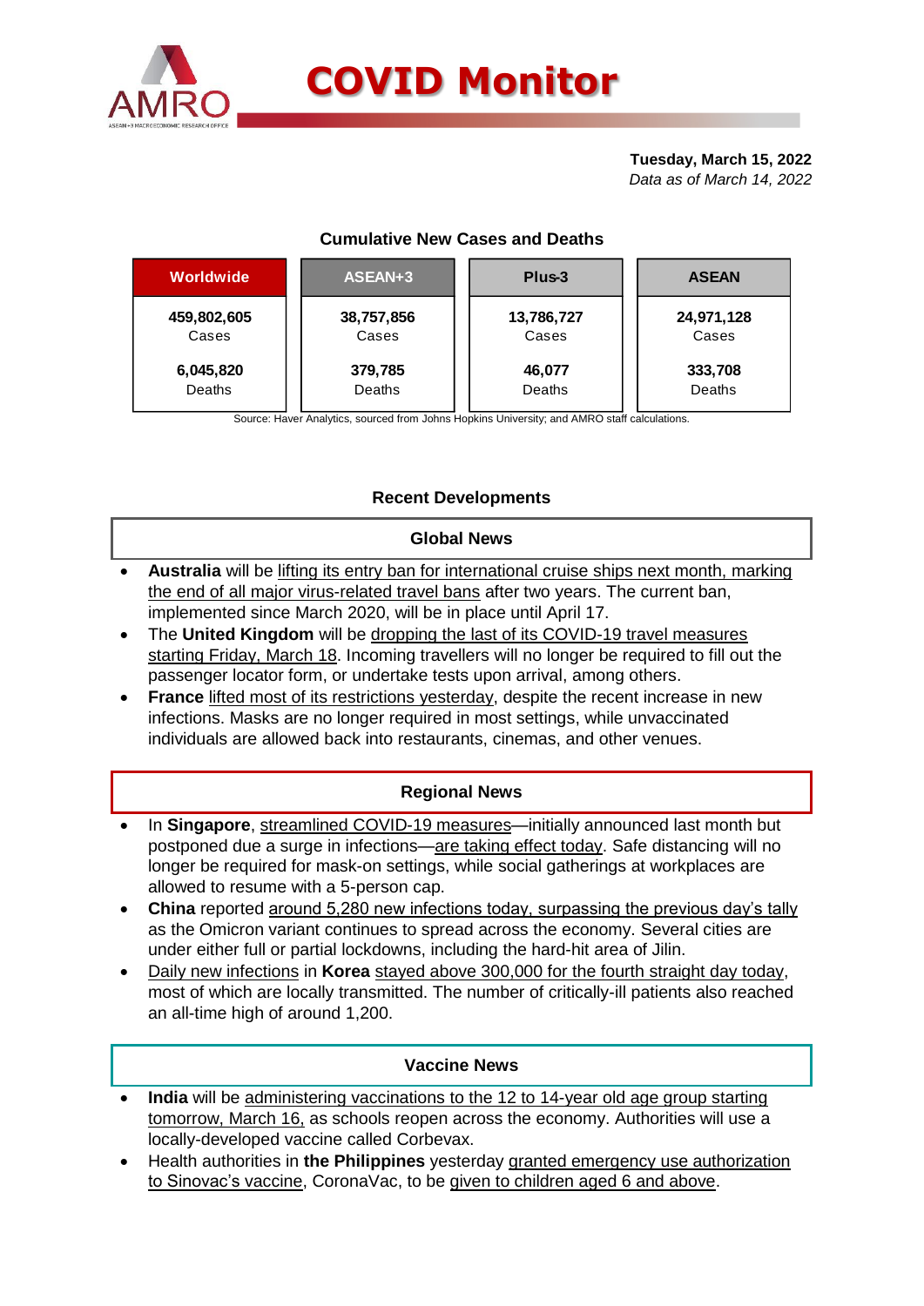# COVID Monitor

**Tuesday, March 15, 2022**
*Data as of March 14, 2022*

### Cumulative New Cases and Deaths

| Worldwide | ASEAN+3 | Plus-3 | ASEAN |
|---|---|---|---|
| **459,802,605** Cases | **38,757,856** Cases | **13,786,727** Cases | **24,971,128** Cases |
| **6,045,820** Deaths | **379,785** Deaths | **46,077** Deaths | **333,708** Deaths |

Source: Haver Analytics, sourced from Johns Hopkins University; and AMRO staff calculations.

### Recent Developments

#### Global News

- **Australia** will be lifting its entry ban for international cruise ships next month, marking the end of all major virus-related travel bans after two years. The current ban, implemented since March 2020, will be in place until April 17.
- The **United Kingdom** will be dropping the last of its COVID-19 travel measures starting Friday, March 18. Incoming travellers will no longer be required to fill out the passenger locator form, or undertake tests upon arrival, among others.
- **France** lifted most of its restrictions yesterday, despite the recent increase in new infections. Masks are no longer required in most settings, while unvaccinated individuals are allowed back into restaurants, cinemas, and other venues.

#### Regional News

- In **Singapore**, streamlined COVID-19 measures—initially announced last month but postponed due a surge in infections—are taking effect today. Safe distancing will no longer be required for mask-on settings, while social gatherings at workplaces are allowed to resume with a 5-person cap.
- **China** reported around 5,280 new infections today, surpassing the previous day's tally as the Omicron variant continues to spread across the economy. Several cities are under either full or partial lockdowns, including the hard-hit area of Jilin.
- Daily new infections in **Korea** stayed above 300,000 for the fourth straight day today, most of which are locally transmitted. The number of critically-ill patients also reached an all-time high of around 1,200.

#### Vaccine News

- **India** will be administering vaccinations to the 12 to 14-year old age group starting tomorrow, March 16, as schools reopen across the economy. Authorities will use a locally-developed vaccine called Corbevax.
- Health authorities in **the Philippines** yesterday granted emergency use authorization to Sinovac's vaccine, CoronaVac, to be given to children aged 6 and above.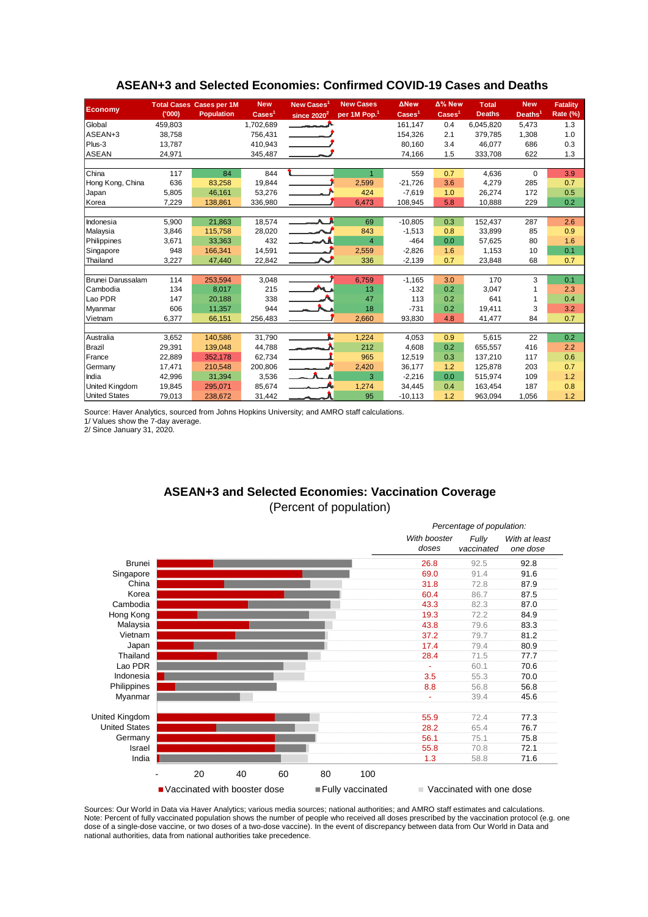## ASEAN+3 and Selected Economies: Confirmed COVID-19 Cases and Deaths

| Economy | Total Cases ('000) | Cases per 1M Population | New Cases[1] | New Cases[1] since 2020[2] | New Cases per 1M Pop.[1] | ΔNew Cases[1] | Δ% New Cases[1] | Total Deaths | New Deaths[1] | Fatality Rate (%) |
|---|---|---|---|---|---|---|---|---|---|---|
| Global | 459,803 | | 1,702,689 | | | 161,147 | 0.4 | 6,045,820 | 5,473 | 1.3 |
| ASEAN+3 | 38,758 | | 756,431 | | | 154,326 | 2.1 | 379,785 | 1,308 | 1.0 |
| Plus-3 | 13,787 | | 410,943 | | | 80,160 | 3.4 | 46,077 | 686 | 0.3 |
| ASEAN | 24,971 | | 345,487 | | | 74,166 | 1.5 | 333,708 | 622 | 1.3 |
| | | | | | | | | | | |
| China | 117 | 84 | 844 | | 1 | 559 | 0.7 | 4,636 | 0 | 3.9 |
| Hong Kong, China | 636 | 83,258 | 19,844 | | 2,599 | -21,726 | 3.6 | 4,279 | 285 | 0.7 |
| Japan | 5,805 | 46,161 | 53,276 | | 424 | -7,619 | 1.0 | 26,274 | 172 | 0.5 |
| Korea | 7,229 | 138,861 | 336,980 | | 6,473 | 108,945 | 5.8 | 10,888 | 229 | 0.2 |
| | | | | | | | | | | |
| Indonesia | 5,900 | 21,863 | 18,574 | | 69 | -10,805 | 0.3 | 152,437 | 287 | 2.6 |
| Malaysia | 3,846 | 115,758 | 28,020 | | 843 | -1,513 | 0.8 | 33,899 | 85 | 0.9 |
| Philippines | 3,671 | 33,363 | 432 | | 4 | -464 | 0.0 | 57,625 | 80 | 1.6 |
| Singapore | 948 | 166,341 | 14,591 | | 2,559 | -2,826 | 1.6 | 1,153 | 10 | 0.1 |
| Thailand | 3,227 | 47,440 | 22,842 | | 336 | -2,139 | 0.7 | 23,848 | 68 | 0.7 |
| | | | | | | | | | | |
| Brunei Darussalam | 114 | 253,594 | 3,048 | | 6,759 | -1,165 | 3.0 | 170 | 3 | 0.1 |
| Cambodia | 134 | 8,017 | 215 | | 13 | -132 | 0.2 | 3,047 | 1 | 2.3 |
| Lao PDR | 147 | 20,188 | 338 | | 47 | 113 | 0.2 | 641 | 1 | 0.4 |
| Myanmar | 606 | 11,357 | 944 | | 18 | -731 | 0.2 | 19,411 | 3 | 3.2 |
| Vietnam | 6,377 | 66,151 | 256,483 | | 2,660 | 93,830 | 4.8 | 41,477 | 84 | 0.7 |
| | | | | | | | | | | |
| Australia | 3,652 | 140,586 | 31,790 | | 1,224 | 4,053 | 0.9 | 5,615 | 22 | 0.2 |
| Brazil | 29,391 | 139,048 | 44,788 | | 212 | 4,608 | 0.2 | 655,557 | 416 | 2.2 |
| France | 22,889 | 352,178 | 62,734 | | 965 | 12,519 | 0.3 | 137,210 | 117 | 0.6 |
| Germany | 17,471 | 210,548 | 200,806 | | 2,420 | 36,177 | 1.2 | 125,878 | 203 | 0.7 |
| India | 42,996 | 31,394 | 3,536 | | 3 | -2,216 | 0.0 | 515,974 | 109 | 1.2 |
| United Kingdom | 19,845 | 295,071 | 85,674 | | 1,274 | 34,445 | 0.4 | 163,454 | 187 | 0.8 |
| United States | 79,013 | 238,672 | 31,442 | | 95 | -10,113 | 1.2 | 963,094 | 1,056 | 1.2 |

Source: Haver Analytics, sourced from Johns Hopkins University; and AMRO staff calculations.
1/ Values show the 7-day average.
2/ Since January 31, 2020.

## ASEAN+3 and Selected Economies: Vaccination Coverage

(Percent of population)

Percentage of population:

With booster doses | Fully vaccinated | With at least one dose

Brunei 26.8 92.5 92.8
Singapore 69.0 91.4 91.6
China 31.8 72.8 87.9
Korea 60.4 86.7 87.5
Cambodia 43.3 82.3 87.0
Hong Kong 19.3 72.2 84.9
Malaysia 43.8 79.6 83.3
Vietnam 37.2 79.7 81.2
Japan 17.4 79.4 80.9
Thailand 28.4 71.5 77.7
Lao PDR - 60.1 70.6
Indonesia 3.5 55.3 70.0
Philippines 8.8 56.8 56.8
Myanmar - 39.4 45.6

United Kingdom 55.9 72.4 77.3
United States 28.2 65.4 76.7
Germany 56.1 75.1 75.8
Israel 55.8 70.8 72.1
India 1.3 58.8 71.6

- 20 40 60 80 100

Vaccinated with booster dose | Fully vaccinated | Vaccinated with one dose

Sources: Our World in Data via Haver Analytics; various media sources; national authorities; and AMRO staff estimates and calculations.
Note: Percent of fully vaccinated population shows the number of people who received all doses prescribed by the vaccination protocol (e.g. one dose of a single-dose vaccine, or two doses of a two-dose vaccine). In the event of discrepancy between data from Our World in Data and national authorities, data from national authorities take precedence.